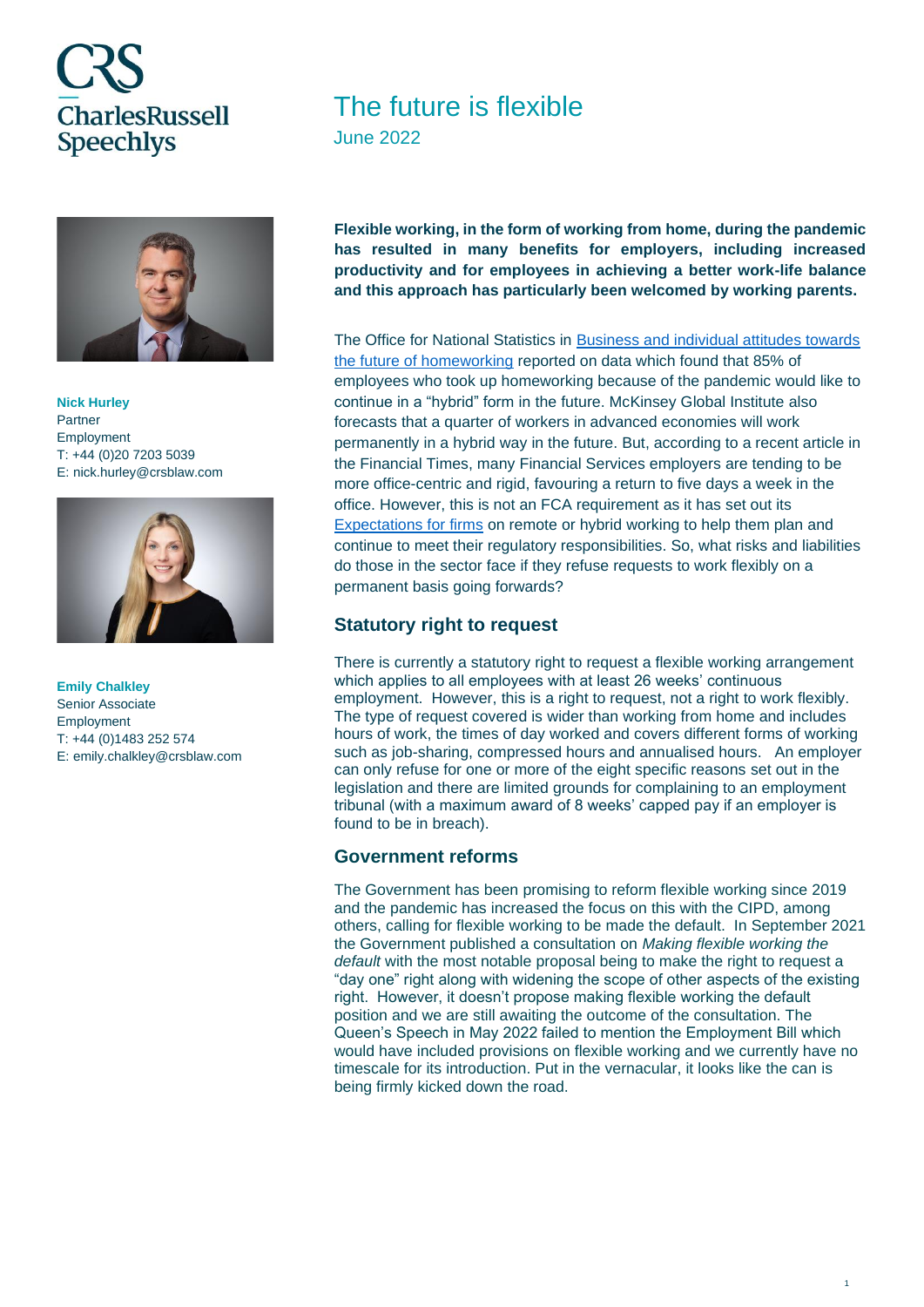CRS
CharlesRussell Speechlys

# The future is flexible

June 2022

**Nick Hurley**
Partner
Employment
T: +44 (0)20 7203 5039
E: nick.hurley@crsblaw.com

**Emily Chalkley**
Senior Associate
Employment
T: +44 (0)1483 252 574
E: emily.chalkley@crsblaw.com

**Flexible working, in the form of working from home, during the pandemic has resulted in many benefits for employers, including increased productivity and for employees in achieving a better work-life balance and this approach has particularly been welcomed by working parents.**

The Office for National Statistics in Business and individual attitudes towards the future of homeworking reported on data which found that 85% of employees who took up homeworking because of the pandemic would like to continue in a "hybrid" form in the future. McKinsey Global Institute also forecasts that a quarter of workers in advanced economies will work permanently in a hybrid way in the future. But, according to a recent article in the Financial Times, many Financial Services employers are tending to be more office-centric and rigid, favouring a return to five days a week in the office. However, this is not an FCA requirement as it has set out its Expectations for firms on remote or hybrid working to help them plan and continue to meet their regulatory responsibilities. So, what risks and liabilities do those in the sector face if they refuse requests to work flexibly on a permanent basis going forwards?

## Statutory right to request

There is currently a statutory right to request a flexible working arrangement which applies to all employees with at least 26 weeks' continuous employment. However, this is a right to request, not a right to work flexibly. The type of request covered is wider than working from home and includes hours of work, the times of day worked and covers different forms of working such as job-sharing, compressed hours and annualised hours. An employer can only refuse for one or more of the eight specific reasons set out in the legislation and there are limited grounds for complaining to an employment tribunal (with a maximum award of 8 weeks' capped pay if an employer is found to be in breach).

## Government reforms

The Government has been promising to reform flexible working since 2019 and the pandemic has increased the focus on this with the CIPD, among others, calling for flexible working to be made the default. In September 2021 the Government published a consultation on *Making flexible working the default* with the most notable proposal being to make the right to request a "day one" right along with widening the scope of other aspects of the existing right. However, it doesn't propose making flexible working the default position and we are still awaiting the outcome of the consultation. The Queen's Speech in May 2022 failed to mention the Employment Bill which would have included provisions on flexible working and we currently have no timescale for its introduction. Put in the vernacular, it looks like the can is being firmly kicked down the road.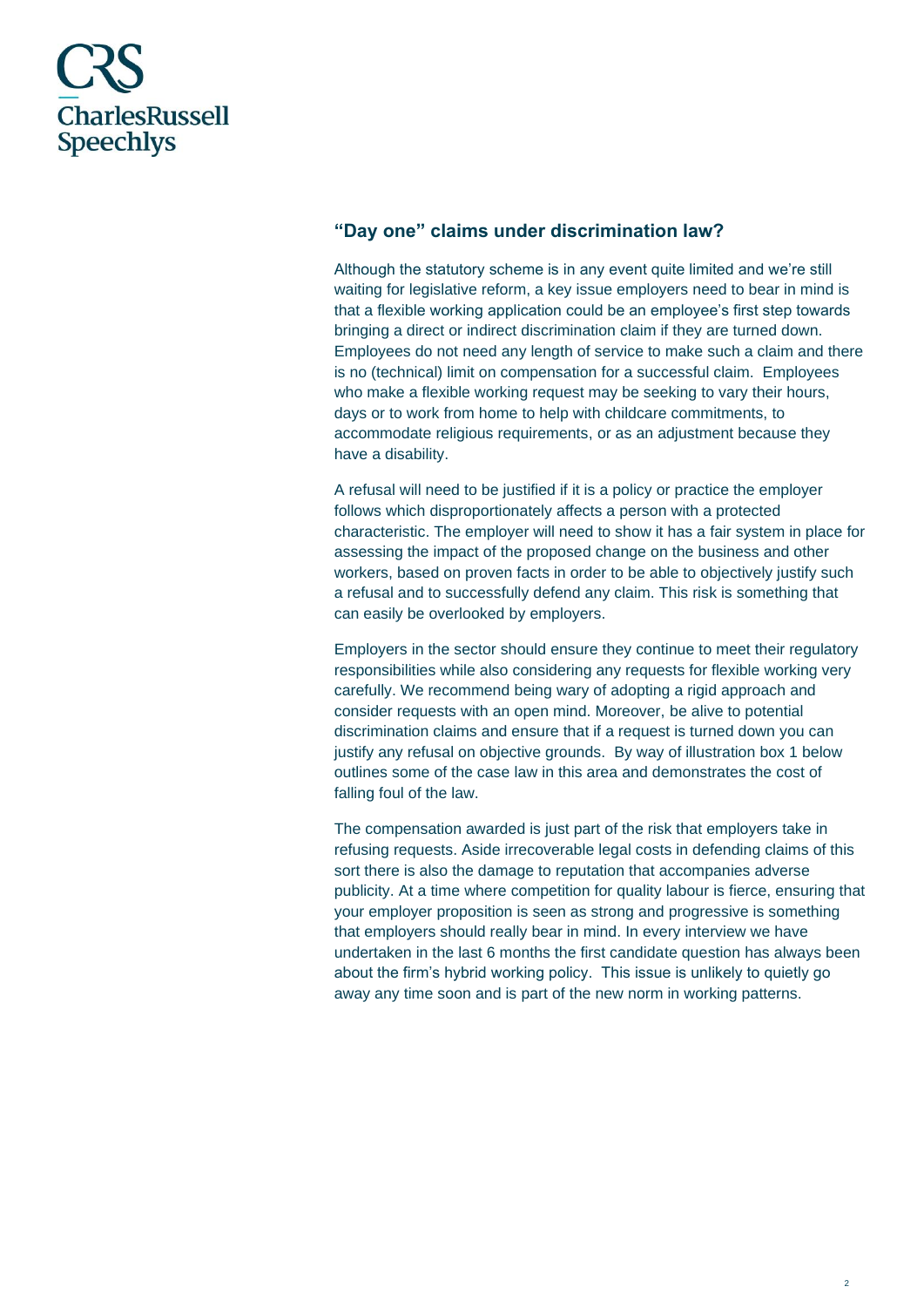## “Day one” claims under discrimination law?

Although the statutory scheme is in any event quite limited and we’re still waiting for legislative reform, a key issue employers need to bear in mind is that a flexible working application could be an employee’s first step towards bringing a direct or indirect discrimination claim if they are turned down. Employees do not need any length of service to make such a claim and there is no (technical) limit on compensation for a successful claim. Employees who make a flexible working request may be seeking to vary their hours, days or to work from home to help with childcare commitments, to accommodate religious requirements, or as an adjustment because they have a disability.

A refusal will need to be justified if it is a policy or practice the employer follows which disproportionately affects a person with a protected characteristic. The employer will need to show it has a fair system in place for assessing the impact of the proposed change on the business and other workers, based on proven facts in order to be able to objectively justify such a refusal and to successfully defend any claim. This risk is something that can easily be overlooked by employers.

Employers in the sector should ensure they continue to meet their regulatory responsibilities while also considering any requests for flexible working very carefully. We recommend being wary of adopting a rigid approach and consider requests with an open mind. Moreover, be alive to potential discrimination claims and ensure that if a request is turned down you can justify any refusal on objective grounds. By way of illustration box 1 below outlines some of the case law in this area and demonstrates the cost of falling foul of the law.

The compensation awarded is just part of the risk that employers take in refusing requests. Aside irrecoverable legal costs in defending claims of this sort there is also the damage to reputation that accompanies adverse publicity. At a time where competition for quality labour is fierce, ensuring that your employer proposition is seen as strong and progressive is something that employers should really bear in mind. In every interview we have undertaken in the last 6 months the first candidate question has always been about the firm’s hybrid working policy. This issue is unlikely to quietly go away any time soon and is part of the new norm in working patterns.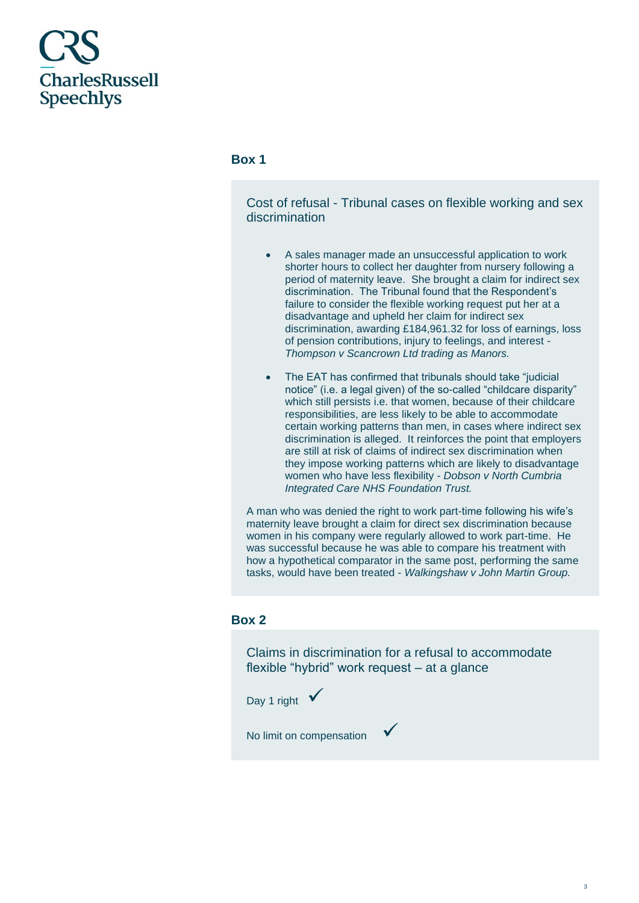## Box 1

### Cost of refusal - Tribunal cases on flexible working and sex discrimination

- A sales manager made an unsuccessful application to work shorter hours to collect her daughter from nursery following a period of maternity leave. She brought a claim for indirect sex discrimination. The Tribunal found that the Respondent's failure to consider the flexible working request put her at a disadvantage and upheld her claim for indirect sex discrimination, awarding £184,961.32 for loss of earnings, loss of pension contributions, injury to feelings, and interest - *Thompson v Scancrown Ltd trading as Manors.*

- The EAT has confirmed that tribunals should take "judicial notice" (i.e. a legal given) of the so-called "childcare disparity" which still persists i.e. that women, because of their childcare responsibilities, are less likely to be able to accommodate certain working patterns than men, in cases where indirect sex discrimination is alleged. It reinforces the point that employers are still at risk of claims of indirect sex discrimination when they impose working patterns which are likely to disadvantage women who have less flexibility - *Dobson v North Cumbria Integrated Care NHS Foundation Trust.*

A man who was denied the right to work part-time following his wife's maternity leave brought a claim for direct sex discrimination because women in his company were regularly allowed to work part-time. He was successful because he was able to compare his treatment with how a hypothetical comparator in the same post, performing the same tasks, would have been treated - *Walkingshaw v John Martin Group.*

## Box 2

### Claims in discrimination for a refusal to accommodate flexible "hybrid" work request – at a glance

Day 1 right ✓

No limit on compensation ✓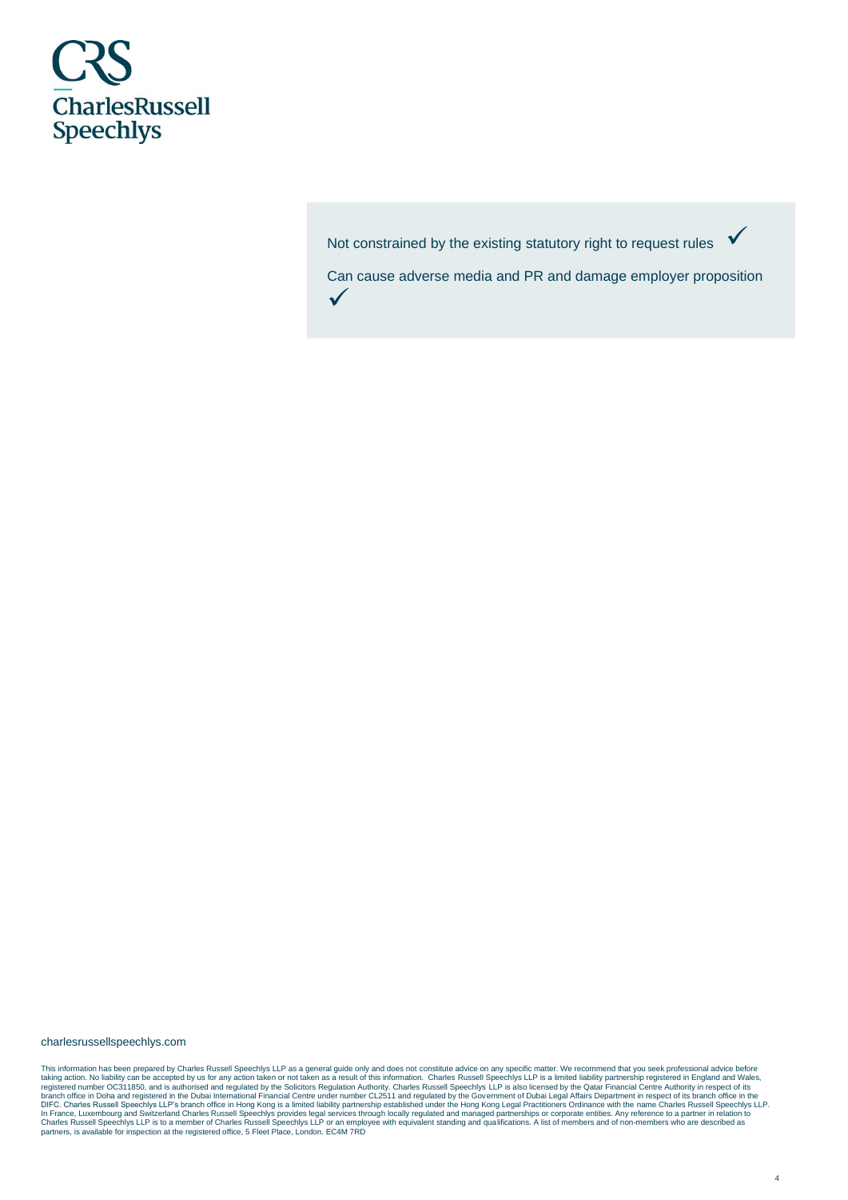Not constrained by the existing statutory right to request rules ✓

Can cause adverse media and PR and damage employer proposition ✓

charlesrussellspeechlys.com

This information has been prepared by Charles Russell Speechlys LLP as a general guide only and does not constitute advice on any specific matter. We recommend that you seek professional advice before taking action. No liability can be accepted by us for any action taken or not taken as a result of this information. Charles Russell Speechlys LLP is a limited liability partnership registered in England and Wales, registered number OC311850, and is authorised and regulated by the Solicitors Regulation Authority. Charles Russell Speechlys LLP is also licensed by the Qatar Financial Centre Authority in respect of its branch office in Doha and registered in the Dubai International Financial Centre under number CL2511 and regulated by the Government of Dubai Legal Affairs Department in respect of its branch office in the DIFC. Charles Russell Speechlys LLP's branch office in Hong Kong is a limited liability partnership established under the Hong Kong Legal Practitioners Ordinance with the name Charles Russell Speechlys LLP. In France, Luxembourg and Switzerland Charles Russell Speechlys provides legal services through locally regulated and managed partnerships or corporate entities. Any reference to a partner in relation to Charles Russell Speechlys LLP is to a member of Charles Russell Speechlys LLP or an employee with equivalent standing and qualifications. A list of members and of non-members who are described as partners, is available for inspection at the registered office, 5 Fleet Place, London. EC4M 7RD